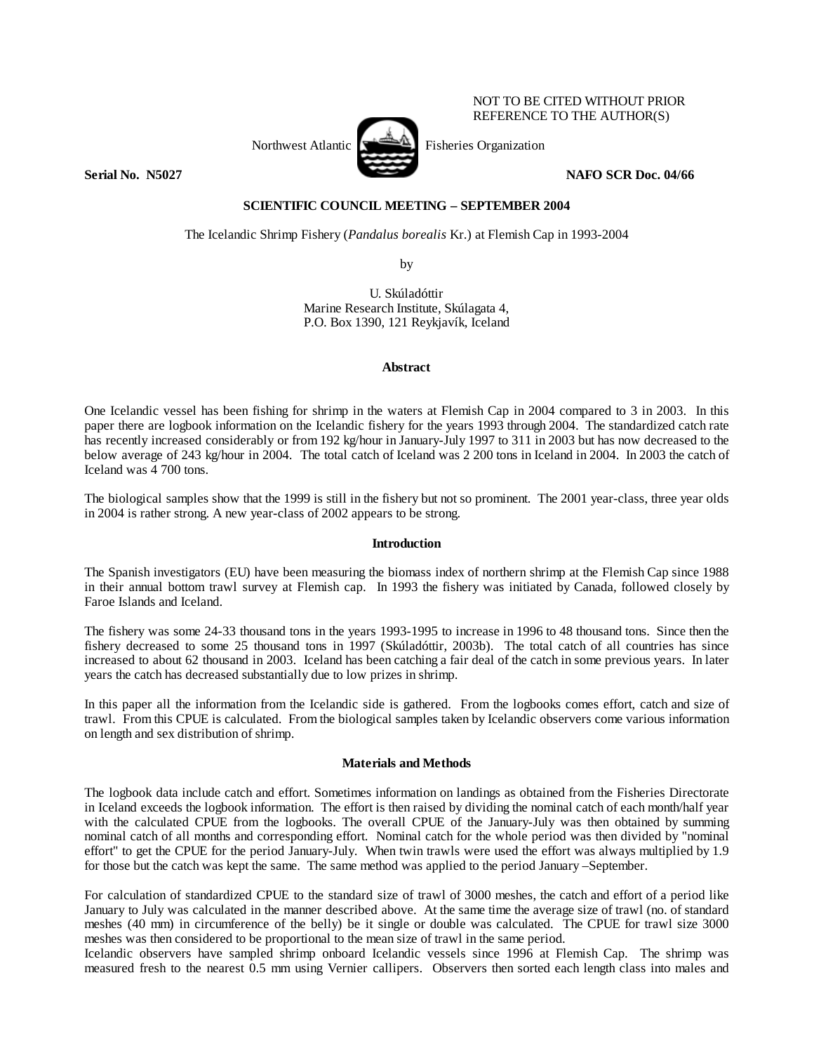NOT TO BE CITED WITHOUT PRIOR REFERENCE TO THE AUTHOR(S)

Northwest Atlantic Fisheries Organization

**Serial No. N5027** **NAFO SCR Doc. 04/66**

**SCIENTIFIC COUNCIL MEETING – SEPTEMBER 2004**

The Icelandic Shrimp Fishery (*Pandalus borealis* Kr.) at Flemish Cap in 1993-2004

by

U. Skúladóttir
Marine Research Institute, Skúlagata 4,
P.O. Box 1390, 121 Reykjavík, Iceland

## Abstract

One Icelandic vessel has been fishing for shrimp in the waters at Flemish Cap in 2004 compared to 3 in 2003. In this paper there are logbook information on the Icelandic fishery for the years 1993 through 2004. The standardized catch rate has recently increased considerably or from 192 kg/hour in January-July 1997 to 311 in 2003 but has now decreased to the below average of 243 kg/hour in 2004. The total catch of Iceland was 2 200 tons in Iceland in 2004. In 2003 the catch of Iceland was 4 700 tons.

The biological samples show that the 1999 is still in the fishery but not so prominent. The 2001 year-class, three year olds in 2004 is rather strong. A new year-class of 2002 appears to be strong.

## Introduction

The Spanish investigators (EU) have been measuring the biomass index of northern shrimp at the Flemish Cap since 1988 in their annual bottom trawl survey at Flemish cap. In 1993 the fishery was initiated by Canada, followed closely by Faroe Islands and Iceland.

The fishery was some 24-33 thousand tons in the years 1993-1995 to increase in 1996 to 48 thousand tons. Since then the fishery decreased to some 25 thousand tons in 1997 (Skúladóttir, 2003b). The total catch of all countries has since increased to about 62 thousand in 2003. Iceland has been catching a fair deal of the catch in some previous years. In later years the catch has decreased substantially due to low prizes in shrimp.

In this paper all the information from the Icelandic side is gathered. From the logbooks comes effort, catch and size of trawl. From this CPUE is calculated. From the biological samples taken by Icelandic observers come various information on length and sex distribution of shrimp.

## Materials and Methods

The logbook data include catch and effort. Sometimes information on landings as obtained from the Fisheries Directorate in Iceland exceeds the logbook information. The effort is then raised by dividing the nominal catch of each month/half year with the calculated CPUE from the logbooks. The overall CPUE of the January-July was then obtained by summing nominal catch of all months and corresponding effort. Nominal catch for the whole period was then divided by "nominal effort" to get the CPUE for the period January-July. When twin trawls were used the effort was always multiplied by 1.9 for those but the catch was kept the same. The same method was applied to the period January –September.

For calculation of standardized CPUE to the standard size of trawl of 3000 meshes, the catch and effort of a period like January to July was calculated in the manner described above. At the same time the average size of trawl (no. of standard meshes (40 mm) in circumference of the belly) be it single or double was calculated. The CPUE for trawl size 3000 meshes was then considered to be proportional to the mean size of trawl in the same period.
Icelandic observers have sampled shrimp onboard Icelandic vessels since 1996 at Flemish Cap. The shrimp was measured fresh to the nearest 0.5 mm using Vernier callipers. Observers then sorted each length class into males and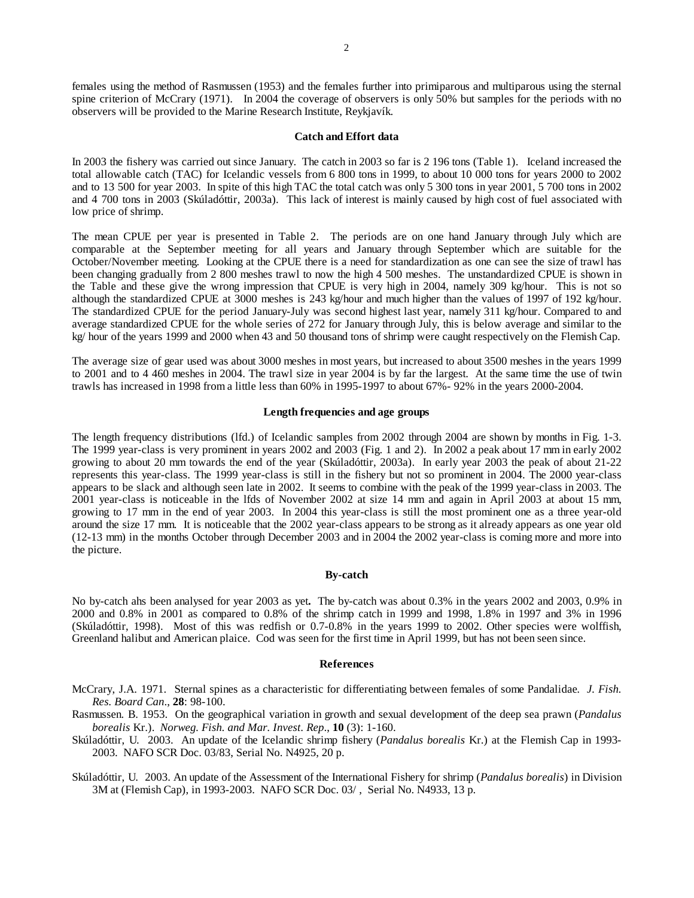females using the method of Rasmussen (1953) and the females further into primiparous and multiparous using the sternal spine criterion of McCrary (1971). In 2004 the coverage of observers is only 50% but samples for the periods with no observers will be provided to the Marine Research Institute, Reykjavík.

## Catch and Effort data

In 2003 the fishery was carried out since January. The catch in 2003 so far is 2 196 tons (Table 1). Iceland increased the total allowable catch (TAC) for Icelandic vessels from 6 800 tons in 1999, to about 10 000 tons for years 2000 to 2002 and to 13 500 for year 2003. In spite of this high TAC the total catch was only 5 300 tons in year 2001, 5 700 tons in 2002 and 4 700 tons in 2003 (Skúladóttir, 2003a). This lack of interest is mainly caused by high cost of fuel associated with low price of shrimp.

The mean CPUE per year is presented in Table 2. The periods are on one hand January through July which are comparable at the September meeting for all years and January through September which are suitable for the October/November meeting. Looking at the CPUE there is a need for standardization as one can see the size of trawl has been changing gradually from 2 800 meshes trawl to now the high 4 500 meshes. The unstandardized CPUE is shown in the Table and these give the wrong impression that CPUE is very high in 2004, namely 309 kg/hour. This is not so although the standardized CPUE at 3000 meshes is 243 kg/hour and much higher than the values of 1997 of 192 kg/hour. The standardized CPUE for the period January-July was second highest last year, namely 311 kg/hour. Compared to and average standardized CPUE for the whole series of 272 for January through July, this is below average and similar to the kg/ hour of the years 1999 and 2000 when 43 and 50 thousand tons of shrimp were caught respectively on the Flemish Cap.

The average size of gear used was about 3000 meshes in most years, but increased to about 3500 meshes in the years 1999 to 2001 and to 4 460 meshes in 2004. The trawl size in year 2004 is by far the largest. At the same time the use of twin trawls has increased in 1998 from a little less than 60% in 1995-1997 to about 67%- 92% in the years 2000-2004.

## Length frequencies and age groups

The length frequency distributions (lfd.) of Icelandic samples from 2002 through 2004 are shown by months in Fig. 1-3. The 1999 year-class is very prominent in years 2002 and 2003 (Fig. 1 and 2). In 2002 a peak about 17 mm in early 2002 growing to about 20 mm towards the end of the year (Skúladóttir, 2003a). In early year 2003 the peak of about 21-22 represents this year-class. The 1999 year-class is still in the fishery but not so prominent in 2004. The 2000 year-class appears to be slack and although seen late in 2002. It seems to combine with the peak of the 1999 year-class in 2003. The 2001 year-class is noticeable in the lfds of November 2002 at size 14 mm and again in April 2003 at about 15 mm, growing to 17 mm in the end of year 2003. In 2004 this year-class is still the most prominent one as a three year-old around the size 17 mm. It is noticeable that the 2002 year-class appears to be strong as it already appears as one year old (12-13 mm) in the months October through December 2003 and in 2004 the 2002 year-class is coming more and more into the picture.

## By-catch

No by-catch ahs been analysed for year 2003 as yet**.** The by-catch was about 0.3% in the years 2002 and 2003, 0.9% in 2000 and 0.8% in 2001 as compared to 0.8% of the shrimp catch in 1999 and 1998, 1.8% in 1997 and 3% in 1996 (Skúladóttir, 1998). Most of this was redfish or 0.7-0.8% in the years 1999 to 2002. Other species were wolffish, Greenland halibut and American plaice. Cod was seen for the first time in April 1999, but has not been seen since.

## References

McCrary, J.A. 1971. Sternal spines as a characteristic for differentiating between females of some Pandalidae. *J. Fish. Res. Board Can*., **28**: 98-100.

Rasmussen. B. 1953. On the geographical variation in growth and sexual development of the deep sea prawn (*Pandalus borealis* Kr.). *Norweg. Fish. and Mar. Invest. Rep*., **10** (3): 1-160.

Skúladóttir, U. 2003. An update of the Icelandic shrimp fishery (*Pandalus borealis* Kr.) at the Flemish Cap in 1993-2003. NAFO SCR Doc. 03/83, Serial No. N4925, 20 p.

Skúladóttir, U. 2003. An update of the Assessment of the International Fishery for shrimp (*Pandalus borealis*) in Division 3M at (Flemish Cap), in 1993-2003. NAFO SCR Doc. 03/ , Serial No. N4933, 13 p.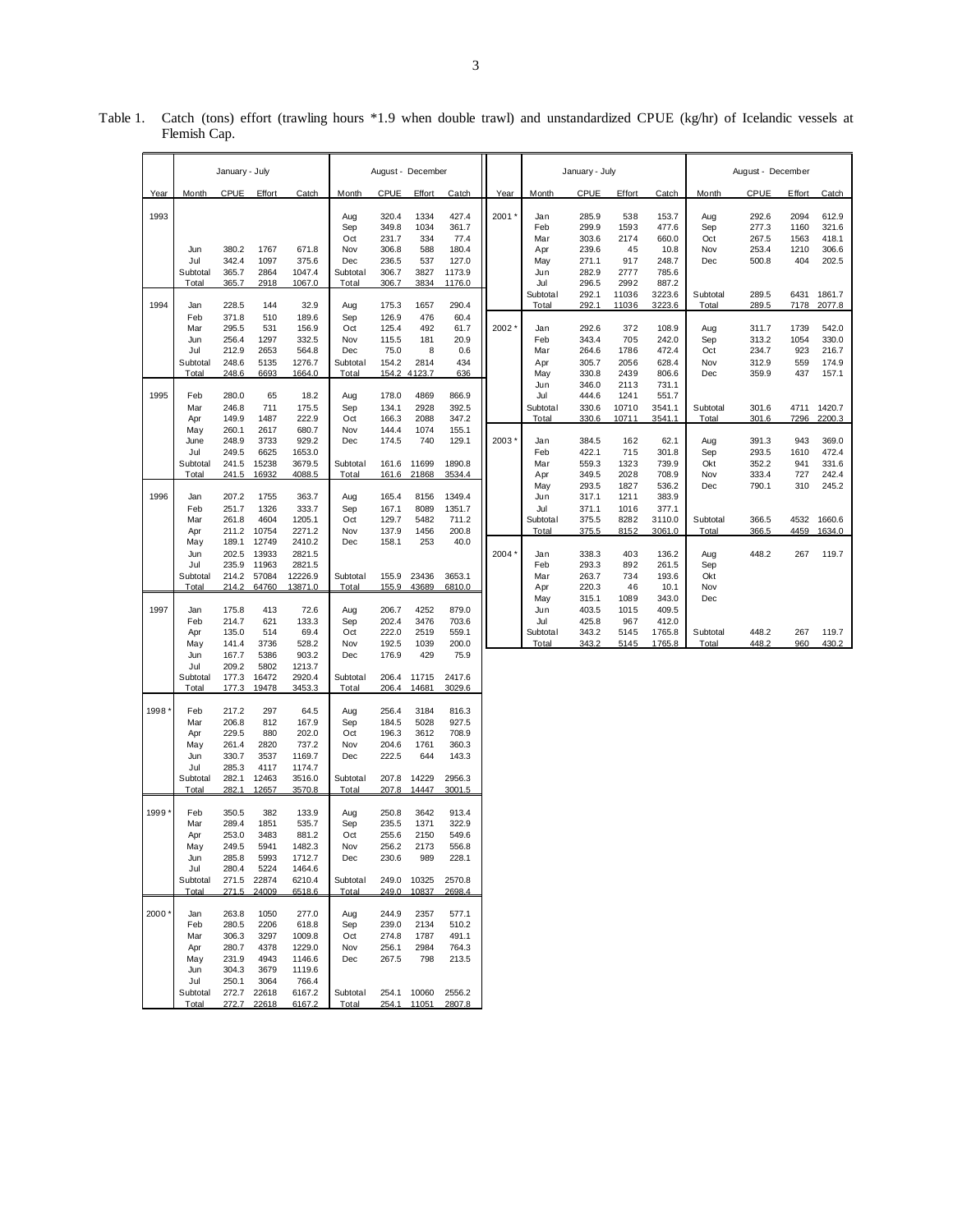Table 1. Catch (tons) effort (trawling hours *1.9 when double trawl) and unstandardized CPUE (kg/hr) of Icelandic vessels at Flemish Cap.

| | January - July | | | | August - December | | | |
|---|---|---|---|---|---|---|---|---|
| Year | Month | CPUE | Effort | Catch | Month | CPUE | Effort | Catch |
| 1993 | | | | | Aug | 320.4 | 1334 | 427.4 |
| | | | | | Sep | 349.8 | 1034 | 361.7 |
| | | | | | Oct | 231.7 | 334 | 77.4 |
| | Jun | 380.2 | 1767 | 671.8 | Nov | 306.8 | 588 | 180.4 |
| | Jul | 342.4 | 1097 | 375.6 | Dec | 236.5 | 537 | 127.0 |
| | Subtotal | 365.7 | 2864 | 1047.4 | Subtotal | 306.7 | 3827 | 1173.9 |
| | Total | 365.7 | 2918 | 1067.0 | Total | 306.7 | 3834 | 1176.0 |
| 1994 | Jan | 228.5 | 144 | 32.9 | Aug | 175.3 | 1657 | 290.4 |
| | Feb | 371.8 | 510 | 189.6 | Sep | 126.9 | 476 | 60.4 |
| | Mar | 295.5 | 531 | 156.9 | Oct | 125.4 | 492 | 61.7 |
| | Jun | 256.4 | 1297 | 332.5 | Nov | 115.5 | 181 | 20.9 |
| | Jul | 212.9 | 2653 | 564.8 | Dec | 75.0 | 8 | 0.6 |
| | Subtotal | 248.6 | 5135 | 1276.7 | Subtotal | 154.2 | 2814 | 434 |
| | Total | 248.6 | 6693 | 1664.0 | Total | 154.2 | 4123.7 | 636 |
| 1995 | Feb | 280.0 | 65 | 18.2 | Aug | 178.0 | 4869 | 866.9 |
| | Mar | 246.8 | 711 | 175.5 | Sep | 134.1 | 2928 | 392.5 |
| | Apr | 149.9 | 1487 | 222.9 | Oct | 166.3 | 2088 | 347.2 |
| | May | 260.1 | 2617 | 680.7 | Nov | 144.4 | 1074 | 155.1 |
| | June | 248.9 | 3733 | 929.2 | Dec | 174.5 | 740 | 129.1 |
| | Jul | 249.5 | 6625 | 1653.0 | | | | |
| | Subtotal | 241.5 | 15238 | 3679.5 | Subtotal | 161.6 | 11699 | 1890.8 |
| | Total | 241.5 | 16932 | 4088.5 | Total | 161.6 | 21868 | 3534.4 |
| 1996 | Jan | 207.2 | 1755 | 363.7 | Aug | 165.4 | 8156 | 1349.4 |
| | Feb | 251.7 | 1326 | 333.7 | Sep | 167.1 | 8089 | 1351.7 |
| | Mar | 261.8 | 4604 | 1205.1 | Oct | 129.7 | 5482 | 711.2 |
| | Apr | 211.2 | 10754 | 2271.2 | Nov | 137.9 | 1456 | 200.8 |
| | May | 189.1 | 12749 | 2410.2 | Dec | 158.1 | 253 | 40.0 |
| | Jun | 202.5 | 13933 | 2821.5 | | | | |
| | Jul | 235.9 | 11963 | 2821.5 | | | | |
| | Subtotal | 214.2 | 57084 | 12226.9 | Subtotal | 155.9 | 23436 | 3653.1 |
| | Total | 214.2 | 64760 | 13871.0 | Total | 155.9 | 43689 | 6810.0 |
| 1997 | Jan | 175.8 | 413 | 72.6 | Aug | 206.7 | 4252 | 879.0 |
| | Feb | 214.7 | 621 | 133.3 | Sep | 202.4 | 3476 | 703.6 |
| | Apr | 135.0 | 514 | 69.4 | Oct | 222.0 | 2519 | 559.1 |
| | May | 141.4 | 3736 | 528.2 | Nov | 192.5 | 1039 | 200.0 |
| | Jun | 167.7 | 5386 | 903.2 | Dec | 176.9 | 429 | 75.9 |
| | Jul | 209.2 | 5802 | 1213.7 | | | | |
| | Subtotal | 177.3 | 16472 | 2920.4 | Subtotal | 206.4 | 11715 | 2417.6 |
| | Total | 177.3 | 19478 | 3453.3 | Total | 206.4 | 14681 | 3029.6 |
| 1998 * | Feb | 217.2 | 297 | 64.5 | Aug | 256.4 | 3184 | 816.3 |
| | Mar | 206.8 | 812 | 167.9 | Sep | 184.5 | 5028 | 927.5 |
| | Apr | 229.5 | 880 | 202.0 | Oct | 196.3 | 3612 | 708.9 |
| | May | 261.4 | 2820 | 737.2 | Nov | 204.6 | 1761 | 360.3 |
| | Jun | 330.7 | 3537 | 1169.7 | Dec | 222.5 | 644 | 143.3 |
| | Jul | 285.3 | 4117 | 1174.7 | | | | |
| | Subtotal | 282.1 | 12463 | 3516.0 | Subtotal | 207.8 | 14229 | 2956.3 |
| | Total | 282.1 | 12657 | 3570.8 | Total | 207.8 | 14447 | 3001.5 |
| 1999 * | Feb | 350.5 | 382 | 133.9 | Aug | 250.8 | 3642 | 913.4 |
| | Mar | 289.4 | 1851 | 535.7 | Sep | 235.5 | 1371 | 322.9 |
| | Apr | 253.0 | 3483 | 881.2 | Oct | 255.6 | 2150 | 549.6 |
| | May | 249.5 | 5941 | 1482.3 | Nov | 256.2 | 2173 | 556.8 |
| | Jun | 285.8 | 5993 | 1712.7 | Dec | 230.6 | 989 | 228.1 |
| | Jul | 280.4 | 5224 | 1464.6 | | | | |
| | Subtotal | 271.5 | 22874 | 6210.4 | Subtotal | 249.0 | 10325 | 2570.8 |
| | Total | 271.5 | 24009 | 6518.6 | Total | 249.0 | 10837 | 2698.4 |
| 2000 * | Jan | 263.8 | 1050 | 277.0 | Aug | 244.9 | 2357 | 577.1 |
| | Feb | 280.5 | 2206 | 618.8 | Sep | 239.0 | 2134 | 510.2 |
| | Mar | 306.3 | 3297 | 1009.8 | Oct | 274.8 | 1787 | 491.1 |
| | Apr | 280.7 | 4378 | 1229.0 | Nov | 256.1 | 2984 | 764.3 |
| | May | 231.9 | 4943 | 1146.6 | Dec | 267.5 | 798 | 213.5 |
| | Jun | 304.3 | 3679 | 1119.6 | | | | |
| | Jul | 250.1 | 3064 | 766.4 | | | | |
| | Subtotal | 272.7 | 22618 | 6167.2 | Subtotal | 254.1 | 10060 | 2556.2 |
| | Total | 272.7 | 22618 | 6167.2 | Total | 254.1 | 11051 | 2807.8 |
| 2001 * | Jan | 285.9 | 538 | 153.7 | Aug | 292.6 | 2094 | 612.9 |
| | Feb | 299.9 | 1593 | 477.6 | Sep | 277.3 | 1160 | 321.6 |
| | Mar | 303.6 | 2174 | 660.0 | Oct | 267.5 | 1563 | 418.1 |
| | Apr | 239.6 | 45 | 10.8 | Nov | 253.4 | 1210 | 306.6 |
| | May | 271.1 | 917 | 248.7 | Dec | 500.8 | 404 | 202.5 |
| | Jun | 282.9 | 2777 | 785.6 | | | | |
| | Jul | 296.5 | 2992 | 887.2 | | | | |
| | Subtotal | 292.1 | 11036 | 3223.6 | Subtotal | 289.5 | 6431 | 1861.7 |
| | Total | 292.1 | 11036 | 3223.6 | Total | 289.5 | 7178 | 2077.8 |
| 2002 * | Jan | 292.6 | 372 | 108.9 | Aug | 311.7 | 1739 | 542.0 |
| | Feb | 343.4 | 705 | 242.0 | Sep | 313.2 | 1054 | 330.0 |
| | Mar | 264.6 | 1786 | 472.4 | Oct | 234.7 | 923 | 216.7 |
| | Apr | 305.7 | 2056 | 628.4 | Nov | 312.9 | 559 | 174.9 |
| | May | 330.8 | 2439 | 806.6 | Dec | 359.9 | 437 | 157.1 |
| | Jun | 346.0 | 2113 | 731.1 | | | | |
| | Jul | 444.6 | 1241 | 551.7 | | | | |
| | Subtotal | 330.6 | 10710 | 3541.1 | Subtotal | 301.6 | 4711 | 1420.7 |
| | Total | 330.6 | 10711 | 3541.1 | Total | 301.6 | 7296 | 2200.3 |
| 2003 * | Jan | 384.5 | 162 | 62.1 | Aug | 391.3 | 943 | 369.0 |
| | Feb | 422.1 | 715 | 301.8 | Sep | 293.5 | 1610 | 472.4 |
| | Mar | 559.3 | 1323 | 739.9 | Okt | 352.2 | 941 | 331.6 |
| | Apr | 349.5 | 2028 | 708.9 | Nov | 333.4 | 727 | 242.4 |
| | May | 293.5 | 1827 | 536.2 | Dec | 790.1 | 310 | 245.2 |
| | Jun | 317.1 | 1211 | 383.9 | | | | |
| | Jul | 371.1 | 1016 | 377.1 | | | | |
| | Subtotal | 375.5 | 8282 | 3110.0 | Subtotal | 366.5 | 4532 | 1660.6 |
| | Total | 375.5 | 8152 | 3061.0 | Total | 366.5 | 4459 | 1634.0 |
| 2004 * | Jan | 338.3 | 403 | 136.2 | Aug | 448.2 | 267 | 119.7 |
| | Feb | 293.3 | 892 | 261.5 | Sep | | | |
| | Mar | 263.7 | 734 | 193.6 | Okt | | | |
| | Apr | 220.3 | 46 | 10.1 | Nov | | | |
| | May | 315.1 | 1089 | 343.0 | Dec | | | |
| | Jun | 403.5 | 1015 | 409.5 | | | | |
| | Jul | 425.8 | 967 | 412.0 | | | | |
| | Subtotal | 343.2 | 5145 | 1765.8 | Subtotal | 448.2 | 267 | 119.7 |
| | Total | 343.2 | 5145 | 1765.8 | Total | 448.2 | 960 | 430.2 |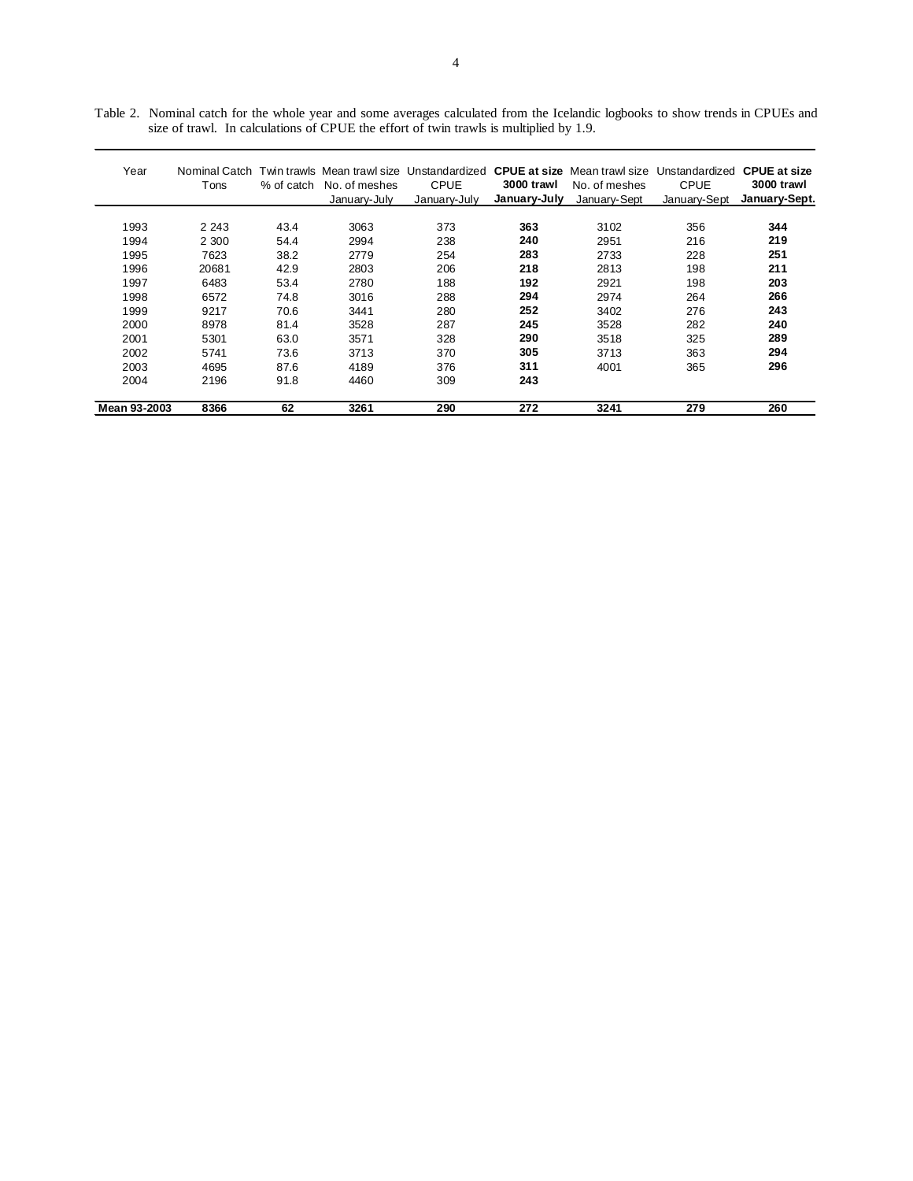Table 2. Nominal catch for the whole year and some averages calculated from the Icelandic logbooks to show trends in CPUEs and size of trawl. In calculations of CPUE the effort of twin trawls is multiplied by 1.9.

| Year | Nominal Catch Tons | Twin trawls % of catch | Mean trawl size No. of meshes January-July | Unstandardized CPUE January-July | **CPUE at size 3000 trawl January-July** | Mean trawl size No. of meshes January-Sept | Unstandardized CPUE January-Sept | **CPUE at size 3000 trawl January-Sept.** |
|---|---|---|---|---|---|---|---|---|
| 1993 | 2 243 | 43.4 | 3063 | 373 | **363** | 3102 | 356 | **344** |
| 1994 | 2 300 | 54.4 | 2994 | 238 | **240** | 2951 | 216 | **219** |
| 1995 | 7623 | 38.2 | 2779 | 254 | **283** | 2733 | 228 | **251** |
| 1996 | 20681 | 42.9 | 2803 | 206 | **218** | 2813 | 198 | **211** |
| 1997 | 6483 | 53.4 | 2780 | 188 | **192** | 2921 | 198 | **203** |
| 1998 | 6572 | 74.8 | 3016 | 288 | **294** | 2974 | 264 | **266** |
| 1999 | 9217 | 70.6 | 3441 | 280 | **252** | 3402 | 276 | **243** |
| 2000 | 8978 | 81.4 | 3528 | 287 | **245** | 3528 | 282 | **240** |
| 2001 | 5301 | 63.0 | 3571 | 328 | **290** | 3518 | 325 | **289** |
| 2002 | 5741 | 73.6 | 3713 | 370 | **305** | 3713 | 363 | **294** |
| 2003 | 4695 | 87.6 | 4189 | 376 | **311** | 4001 | 365 | **296** |
| 2004 | 2196 | 91.8 | 4460 | 309 | **243** | | | |
| **Mean 93-2003** | **8366** | **62** | **3261** | **290** | **272** | **3241** | **279** | **260** |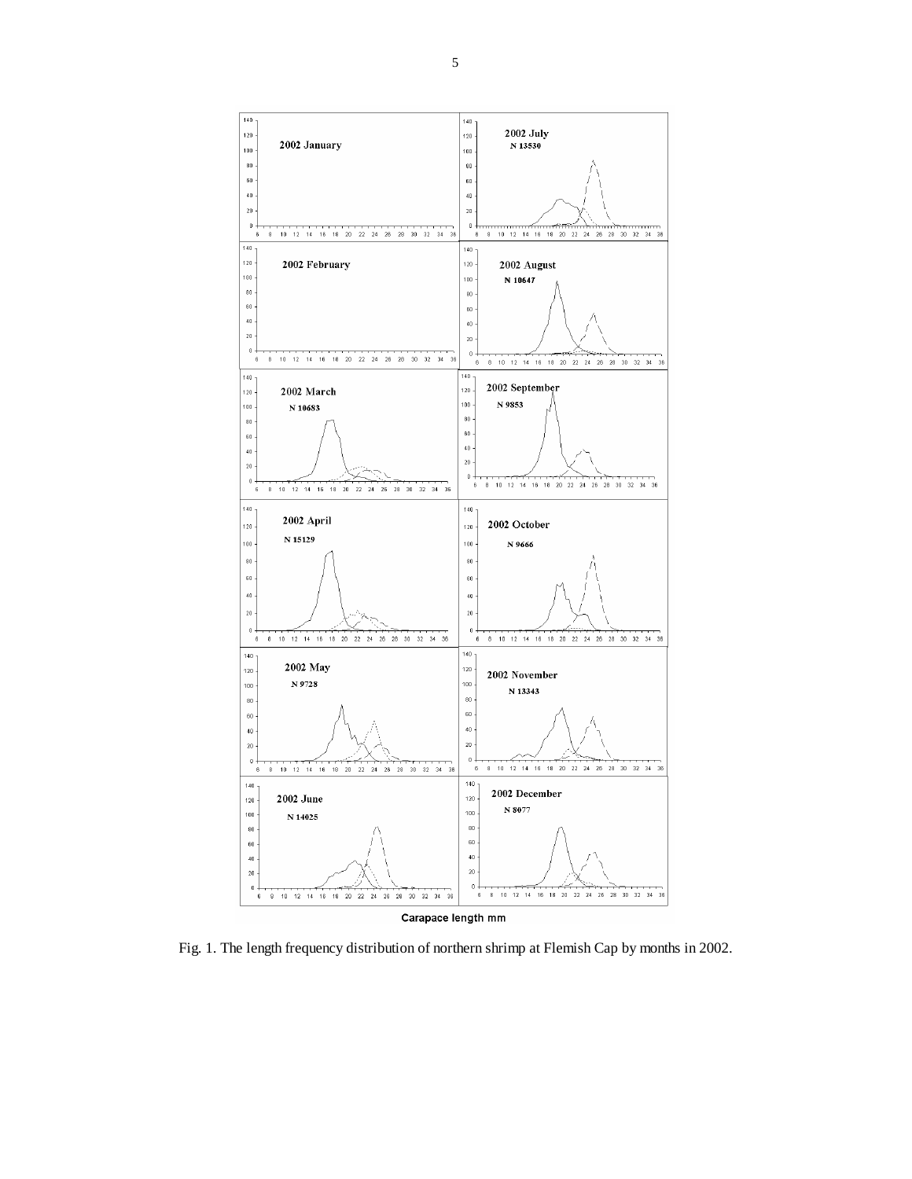Fig. 1. The length frequency distribution of northern shrimp at Flemish Cap by months in 2002.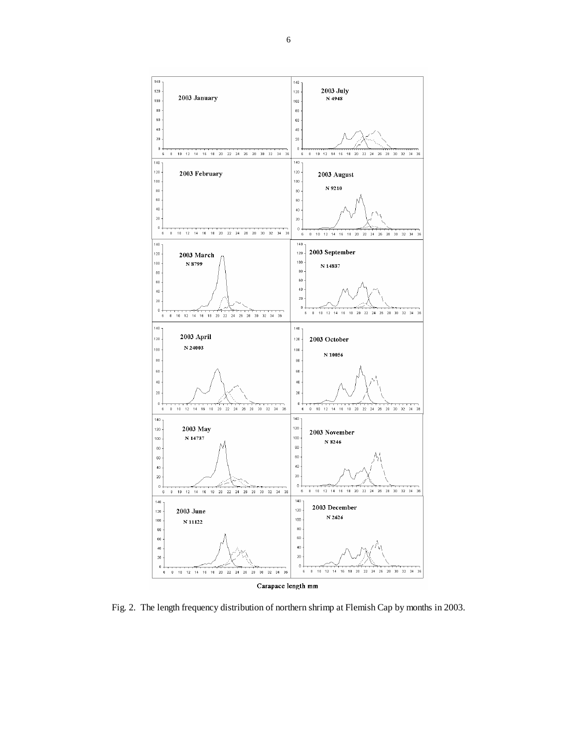Fig. 2. The length frequency distribution of northern shrimp at Flemish Cap by months in 2003.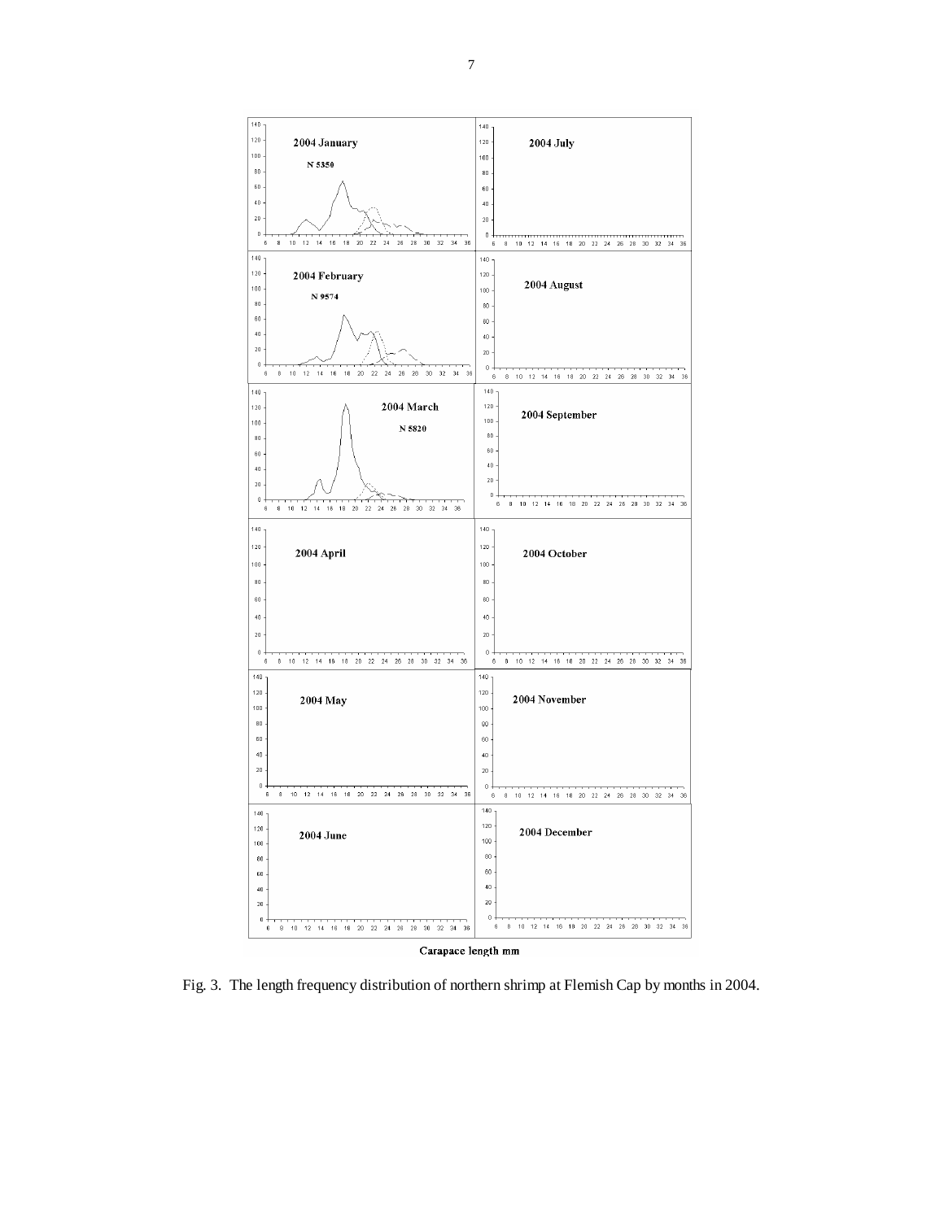2004 January

N 5350

2004 February

N 9574

2004 March

N 5820

2004 April

2004 May

2004 June

2004 July

2004 August

2004 September

2004 October

2004 November

2004 December

0 20 40 60 80 100 120 140

6 8 10 12 14 16 18 20 22 24 26 28 30 32 34 36

Carapace length mm

Fig. 3. The length frequency distribution of northern shrimp at Flemish Cap by months in 2004.